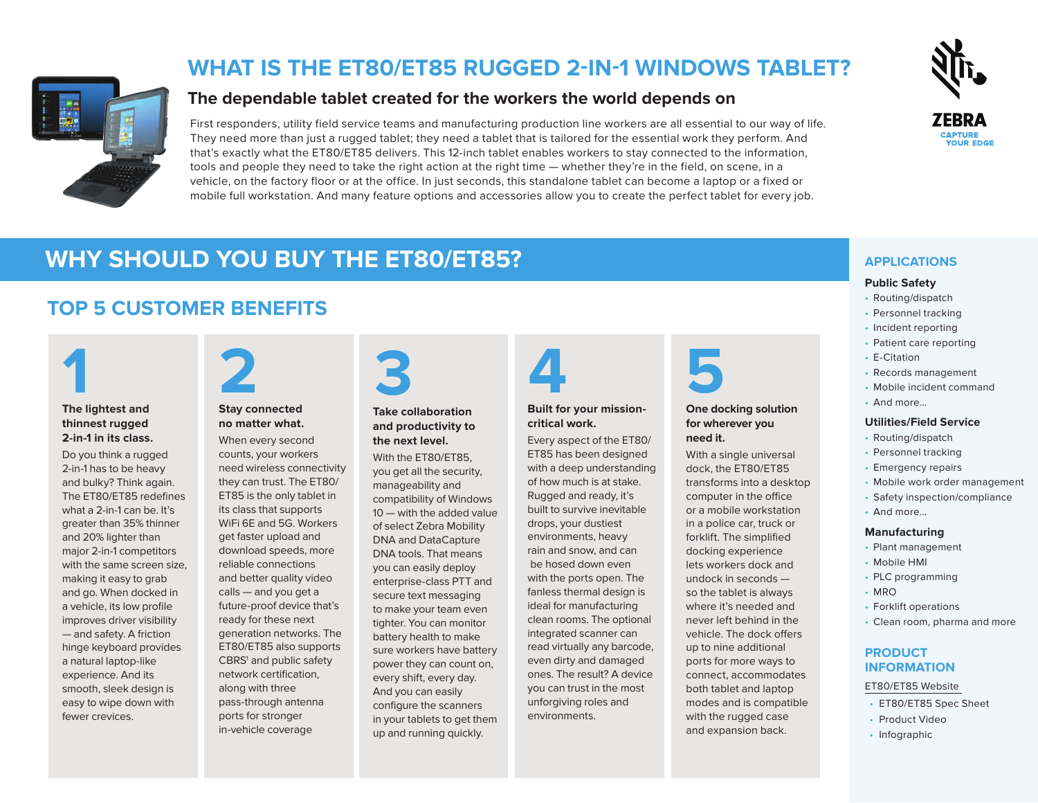# WHAT IS THE ET80/ET85 RUGGED 2-IN-1 WINDOWS TABLET?

## The dependable tablet created for the workers the world depends on

First responders, utility field service teams and manufacturing production line workers are all essential to our way of life. They need more than just a rugged tablet; they need a tablet that is tailored for the essential work they perform. And that's exactly what the ET80/ET85 delivers. This 12-inch tablet enables workers to stay connected to the information, tools and people they need to take the right action at the right time — whether they're in the field, on scene, in a vehicle, on the factory floor or at the office. In just seconds, this standalone tablet can become a laptop or a fixed or mobile full workstation. And many feature options and accessories allow you to create the perfect tablet for every job.

ZEBRA
CAPTURE YOUR EDGE

# WHY SHOULD YOU BUY THE ET80/ET85?

## TOP 5 CUSTOMER BENEFITS

### 1

**The lightest and thinnest rugged 2-in-1 in its class.**

Do you think a rugged 2-in-1 has to be heavy and bulky? Think again. The ET80/ET85 redefines what a 2-in-1 can be. It's greater than 35% thinner and 20% lighter than major 2-in-1 competitors with the same screen size, making it easy to grab and go. When docked in a vehicle, its low profile improves driver visibility — and safety. A friction hinge keyboard provides a natural laptop-like experience. And its smooth, sleek design is easy to wipe down with fewer crevices.

### 2

**Stay connected no matter what.**

When every second counts, your workers need wireless connectivity they can trust. The ET80/ET85 is the only tablet in its class that supports WiFi 6E and 5G. Workers get faster upload and download speeds, more reliable connections and better quality video calls — and you get a future-proof device that's ready for these next generation networks. The ET80/ET85 also supports CBRS[1] and public safety network certification, along with three pass-through antenna ports for stronger in-vehicle coverage

### 3

**Take collaboration and productivity to the next level.**

With the ET80/ET85, you get all the security, manageability and compatibility of Windows 10 — with the added value of select Zebra Mobility DNA and DataCapture DNA tools. That means you can easily deploy enterprise-class PTT and secure text messaging to make your team even tighter. You can monitor battery health to make sure workers have battery power they can count on, every shift, every day. And you can easily configure the scanners in your tablets to get them up and running quickly.

### 4

**Built for your mission-critical work.**

Every aspect of the ET80/ET85 has been designed with a deep understanding of how much is at stake. Rugged and ready, it's built to survive inevitable drops, your dustiest environments, heavy rain and snow, and can be hosed down even with the ports open. The fanless thermal design is ideal for manufacturing clean rooms. The optional integrated scanner can read virtually any barcode, even dirty and damaged ones. The result? A device you can trust in the most unforgiving roles and environments.

### 5

**One docking solution for wherever you need it.**

With a single universal dock, the ET80/ET85 transforms into a desktop computer in the office or a mobile workstation in a police car, truck or forklift. The simplified docking experience lets workers dock and undock in seconds — so the tablet is always where it's needed and never left behind in the vehicle. The dock offers up to nine additional ports for more ways to connect, accommodates both tablet and laptop modes and is compatible with the rugged case and expansion back.

## APPLICATIONS

**Public Safety**

- Routing/dispatch
- Personnel tracking
- Incident reporting
- Patient care reporting
- E-Citation
- Records management
- Mobile incident command
- And more...

**Utilities/Field Service**

- Routing/dispatch
- Personnel tracking
- Emergency repairs
- Mobile work order management
- Safety inspection/compliance
- And more...

**Manufacturing**

- Plant management
- Mobile HMI
- PLC programming
- MRO
- Forklift operations
- Clean room, pharma and more

## PRODUCT INFORMATION

ET80/ET85 Website

- ET80/ET85 Spec Sheet
- Product Video
- Infographic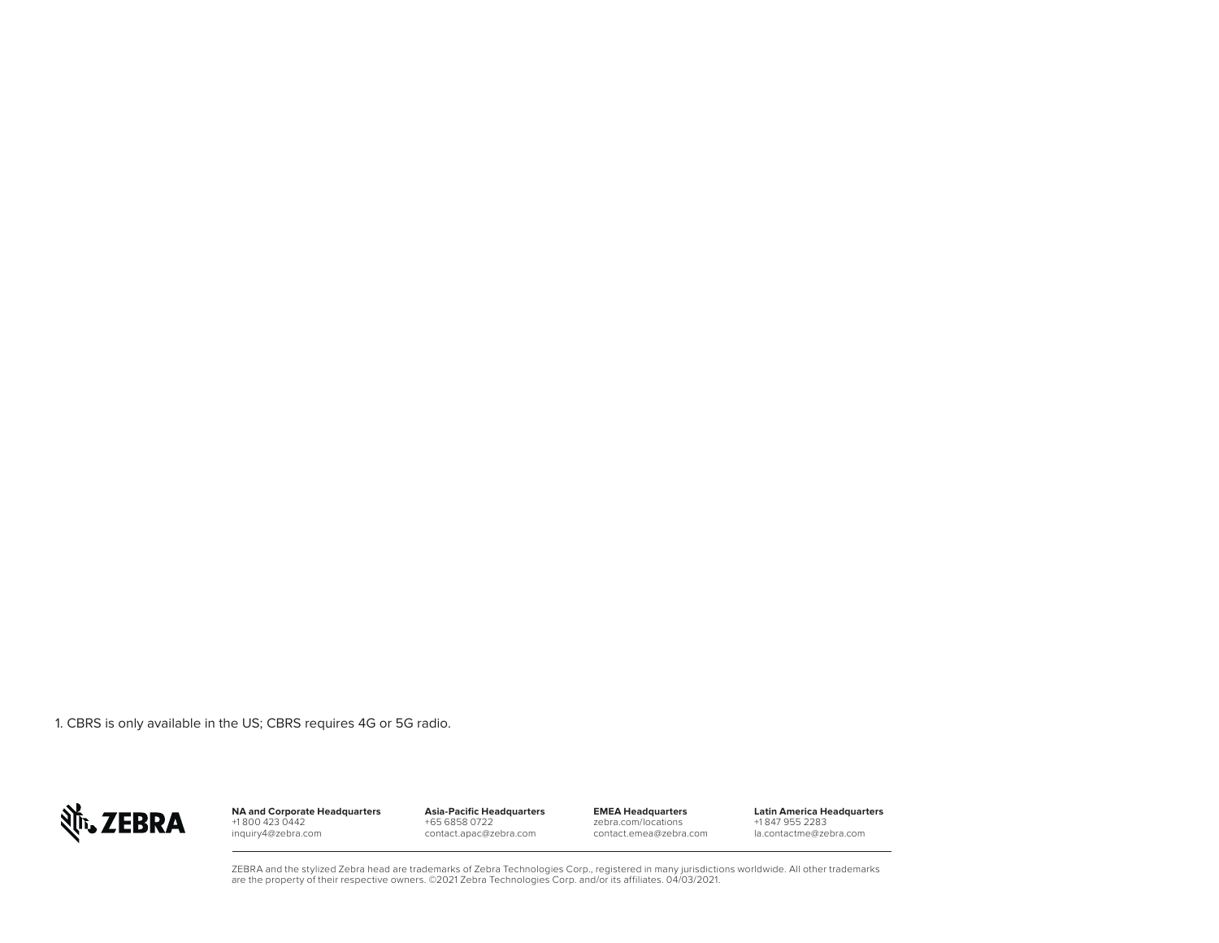1. CBRS is only available in the US; CBRS requires 4G or 5G radio.

**NA and Corporate Headquarters**
+1 800 423 0442
inquiry4@zebra.com

**Asia-Pacific Headquarters**
+65 6858 0722
contact.apac@zebra.com

**EMEA Headquarters**
zebra.com/locations
contact.emea@zebra.com

**Latin America Headquarters**
+1 847 955 2283
la.contactme@zebra.com

ZEBRA and the stylized Zebra head are trademarks of Zebra Technologies Corp., registered in many jurisdictions worldwide. All other trademarks are the property of their respective owners. ©2021 Zebra Technologies Corp. and/or its affiliates. 04/03/2021.